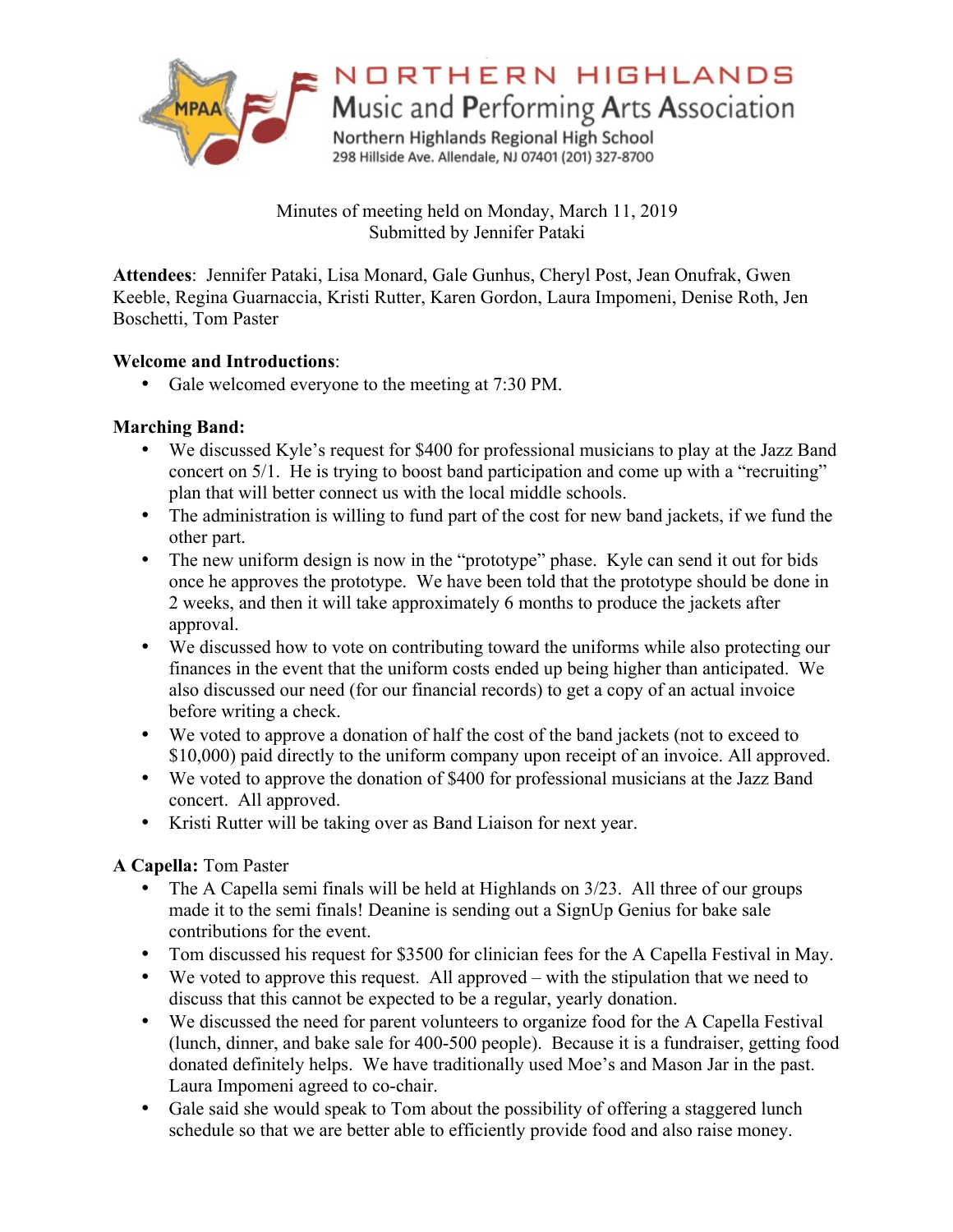# NORTHERN HIGHLANDS
## Music and Performing Arts Association

Northern Highlands Regional High School
298 Hillside Ave. Allendale, NJ 07401 (201) 327-8700

Minutes of meeting held on Monday, March 11, 2019
Submitted by Jennifer Pataki

**Attendees**: Jennifer Pataki, Lisa Monard, Gale Gunhus, Cheryl Post, Jean Onufrak, Gwen Keeble, Regina Guarnaccia, Kristi Rutter, Karen Gordon, Laura Impomeni, Denise Roth, Jen Boschetti, Tom Paster

**Welcome and Introductions**:

- Gale welcomed everyone to the meeting at 7:30 PM.

**Marching Band:**

- We discussed Kyle's request for $400 for professional musicians to play at the Jazz Band concert on 5/1. He is trying to boost band participation and come up with a "recruiting" plan that will better connect us with the local middle schools.
- The administration is willing to fund part of the cost for new band jackets, if we fund the other part.
- The new uniform design is now in the "prototype" phase. Kyle can send it out for bids once he approves the prototype. We have been told that the prototype should be done in 2 weeks, and then it will take approximately 6 months to produce the jackets after approval.
- We discussed how to vote on contributing toward the uniforms while also protecting our finances in the event that the uniform costs ended up being higher than anticipated. We also discussed our need (for our financial records) to get a copy of an actual invoice before writing a check.
- We voted to approve a donation of half the cost of the band jackets (not to exceed to $10,000) paid directly to the uniform company upon receipt of an invoice. All approved.
- We voted to approve the donation of $400 for professional musicians at the Jazz Band concert. All approved.
- Kristi Rutter will be taking over as Band Liaison for next year.

**A Capella:** Tom Paster

- The A Capella semi finals will be held at Highlands on 3/23. All three of our groups made it to the semi finals! Deanine is sending out a SignUp Genius for bake sale contributions for the event.
- Tom discussed his request for $3500 for clinician fees for the A Capella Festival in May.
- We voted to approve this request. All approved – with the stipulation that we need to discuss that this cannot be expected to be a regular, yearly donation.
- We discussed the need for parent volunteers to organize food for the A Capella Festival (lunch, dinner, and bake sale for 400-500 people). Because it is a fundraiser, getting food donated definitely helps. We have traditionally used Moe's and Mason Jar in the past. Laura Impomeni agreed to co-chair.
- Gale said she would speak to Tom about the possibility of offering a staggered lunch schedule so that we are better able to efficiently provide food and also raise money.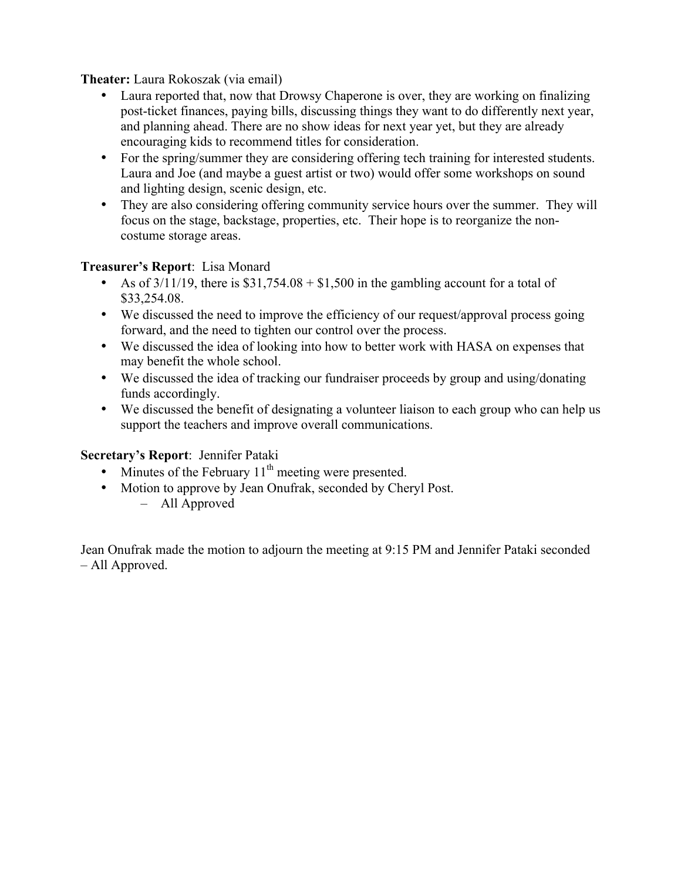**Theater:** Laura Rokoszak (via email)

- Laura reported that, now that Drowsy Chaperone is over, they are working on finalizing post-ticket finances, paying bills, discussing things they want to do differently next year, and planning ahead. There are no show ideas for next year yet, but they are already encouraging kids to recommend titles for consideration.
- For the spring/summer they are considering offering tech training for interested students. Laura and Joe (and maybe a guest artist or two) would offer some workshops on sound and lighting design, scenic design, etc.
- They are also considering offering community service hours over the summer. They will focus on the stage, backstage, properties, etc. Their hope is to reorganize the non-costume storage areas.

**Treasurer's Report**: Lisa Monard

- As of 3/11/19, there is $31,754.08 + $1,500 in the gambling account for a total of $33,254.08.
- We discussed the need to improve the efficiency of our request/approval process going forward, and the need to tighten our control over the process.
- We discussed the idea of looking into how to better work with HASA on expenses that may benefit the whole school.
- We discussed the idea of tracking our fundraiser proceeds by group and using/donating funds accordingly.
- We discussed the benefit of designating a volunteer liaison to each group who can help us support the teachers and improve overall communications.

**Secretary's Report**: Jennifer Pataki

- Minutes of the February 11th meeting were presented.
- Motion to approve by Jean Onufrak, seconded by Cheryl Post.
  - All Approved

Jean Onufrak made the motion to adjourn the meeting at 9:15 PM and Jennifer Pataki seconded – All Approved.